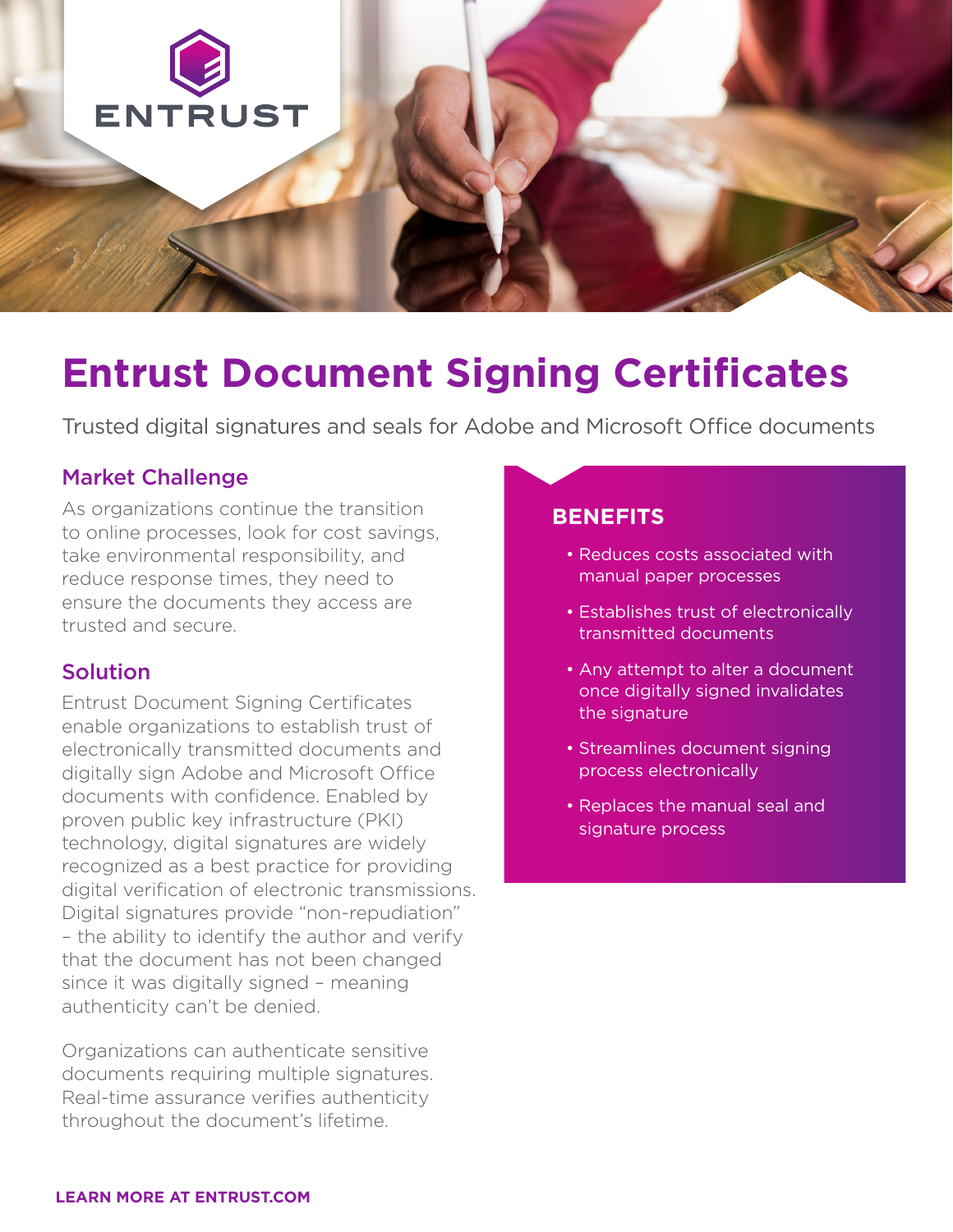ENTRUST

# Entrust Document Signing Certificates

Trusted digital signatures and seals for Adobe and Microsoft Office documents

## Market Challenge

As organizations continue the transition to online processes, look for cost savings, take environmental responsibility, and reduce response times, they need to ensure the documents they access are trusted and secure.

## Solution

Entrust Document Signing Certificates enable organizations to establish trust of electronically transmitted documents and digitally sign Adobe and Microsoft Office documents with confidence. Enabled by proven public key infrastructure (PKI) technology, digital signatures are widely recognized as a best practice for providing digital verification of electronic transmissions. Digital signatures provide "non-repudiation" – the ability to identify the author and verify that the document has not been changed since it was digitally signed – meaning authenticity can't be denied.

Organizations can authenticate sensitive documents requiring multiple signatures. Real-time assurance verifies authenticity throughout the document's lifetime.

## BENEFITS

- Reduces costs associated with manual paper processes
- Establishes trust of electronically transmitted documents
- Any attempt to alter a document once digitally signed invalidates the signature
- Streamlines document signing process electronically
- Replaces the manual seal and signature process

**LEARN MORE AT ENTRUST.COM**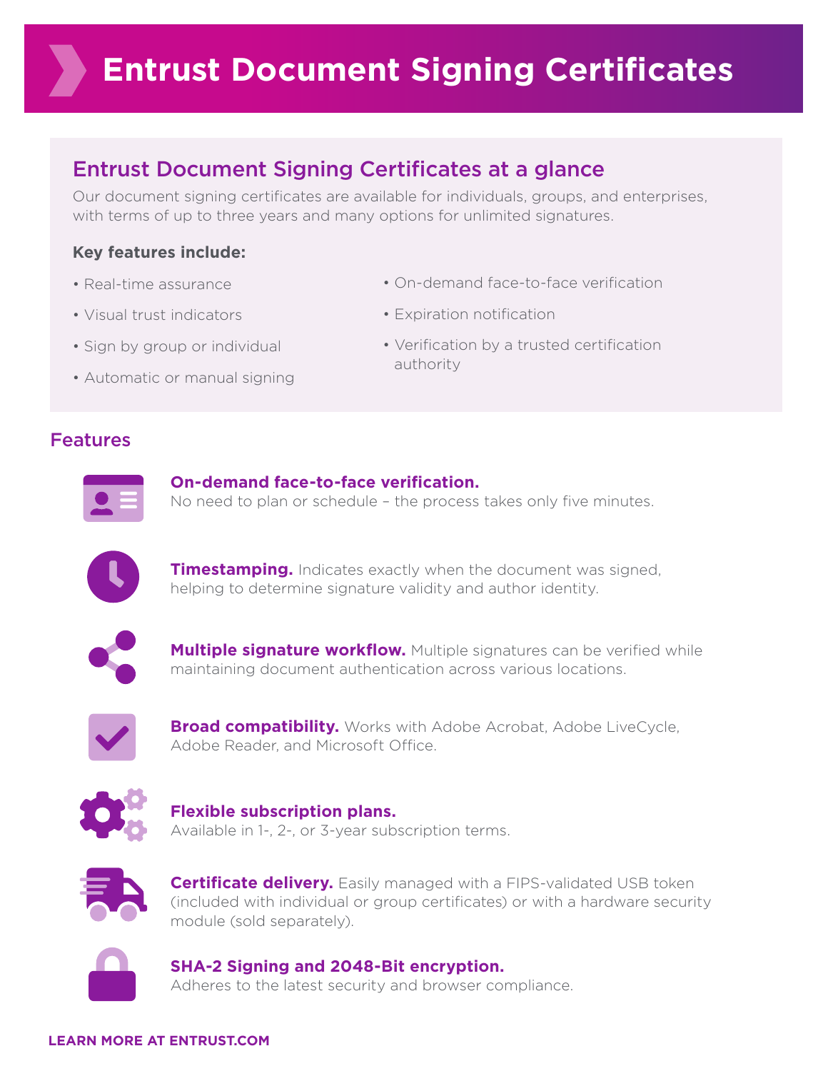# Entrust Document Signing Certificates

## Entrust Document Signing Certificates at a glance

Our document signing certificates are available for individuals, groups, and enterprises, with terms of up to three years and many options for unlimited signatures.

**Key features include:**

- Real-time assurance
- Visual trust indicators
- Sign by group or individual
- Automatic or manual signing
- On-demand face-to-face verification
- Expiration notification
- Verification by a trusted certification authority

## Features

**On-demand face-to-face verification.**
No need to plan or schedule – the process takes only five minutes.

**Timestamping.** Indicates exactly when the document was signed, helping to determine signature validity and author identity.

**Multiple signature workflow.** Multiple signatures can be verified while maintaining document authentication across various locations.

**Broad compatibility.** Works with Adobe Acrobat, Adobe LiveCycle, Adobe Reader, and Microsoft Office.

**Flexible subscription plans.**
Available in 1-, 2-, or 3-year subscription terms.

**Certificate delivery.** Easily managed with a FIPS-validated USB token (included with individual or group certificates) or with a hardware security module (sold separately).

**SHA-2 Signing and 2048-Bit encryption.**
Adheres to the latest security and browser compliance.

**LEARN MORE AT ENTRUST.COM**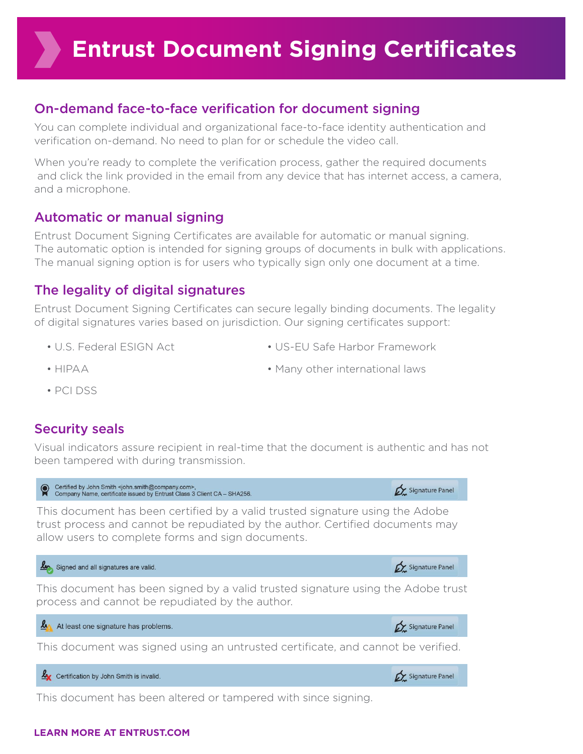# Entrust Document Signing Certificates

## On-demand face-to-face verification for document signing

You can complete individual and organizational face-to-face identity authentication and verification on-demand. No need to plan for or schedule the video call.

When you're ready to complete the verification process, gather the required documents and click the link provided in the email from any device that has internet access, a camera, and a microphone.

## Automatic or manual signing

Entrust Document Signing Certificates are available for automatic or manual signing. The automatic option is intended for signing groups of documents in bulk with applications. The manual signing option is for users who typically sign only one document at a time.

## The legality of digital signatures

Entrust Document Signing Certificates can secure legally binding documents. The legality of digital signatures varies based on jurisdiction. Our signing certificates support:

- U.S. Federal ESIGN Act
- HIPAA
- PCI DSS
- US-EU Safe Harbor Framework
- Many other international laws

## Security seals

Visual indicators assure recipient in real-time that the document is authentic and has not been tampered with during transmission.

Certified by John Smith <john.smith@company.com>, Company Name, certificate issued by Entrust Class 3 Client CA – SHA256. | Signature Panel

This document has been certified by a valid trusted signature using the Adobe trust process and cannot be repudiated by the author. Certified documents may allow users to complete forms and sign documents.

Signed and all signatures are valid. | Signature Panel

This document has been signed by a valid trusted signature using the Adobe trust process and cannot be repudiated by the author.

At least one signature has problems. | Signature Panel

This document was signed using an untrusted certificate, and cannot be verified.

Certification by John Smith is invalid. | Signature Panel

This document has been altered or tampered with since signing.

**LEARN MORE AT ENTRUST.COM**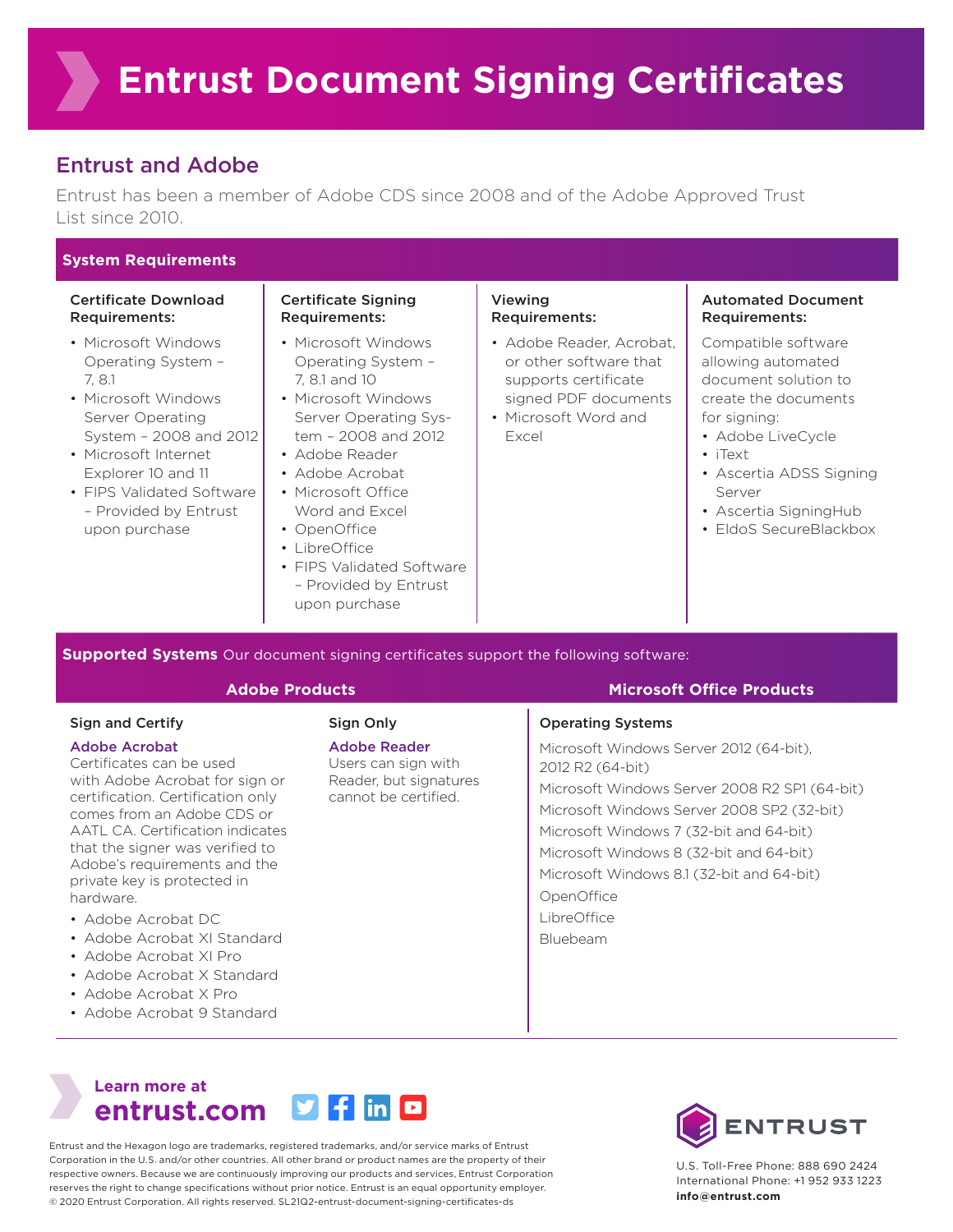# Entrust Document Signing Certificates

## Entrust and Adobe

Entrust has been a member of Adobe CDS since 2008 and of the Adobe Approved Trust List since 2010.

### System Requirements

**Certificate Download Requirements:**

- Microsoft Windows Operating System – 7, 8.1
- Microsoft Windows Server Operating System – 2008 and 2012
- Microsoft Internet Explorer 10 and 11
- FIPS Validated Software – Provided by Entrust upon purchase

**Certificate Signing Requirements:**

- Microsoft Windows Operating System – 7, 8.1 and 10
- Microsoft Windows Server Operating System – 2008 and 2012
- Adobe Reader
- Adobe Acrobat
- Microsoft Office Word and Excel
- OpenOffice
- LibreOffice
- FIPS Validated Software – Provided by Entrust upon purchase

**Viewing Requirements:**

- Adobe Reader, Acrobat, or other software that supports certificate signed PDF documents
- Microsoft Word and Excel

**Automated Document Requirements:**

Compatible software allowing automated document solution to create the documents for signing:

- Adobe LiveCycle
- iText
- Ascertia ADSS Signing Server
- Ascertia SigningHub
- EldoS SecureBlackbox

### Supported Systems

**Supported Systems** Our document signing certificates support the following software:

#### Adobe Products

**Sign and Certify**

**Adobe Acrobat**
Certificates can be used with Adobe Acrobat for sign or certification. Certification only comes from an Adobe CDS or AATL CA. Certification indicates that the signer was verified to Adobe's requirements and the private key is protected in hardware.

- Adobe Acrobat DC
- Adobe Acrobat XI Standard
- Adobe Acrobat XI Pro
- Adobe Acrobat X Standard
- Adobe Acrobat X Pro
- Adobe Acrobat 9 Standard

**Sign Only**

**Adobe Reader**
Users can sign with Reader, but signatures cannot be certified.

#### Microsoft Office Products

**Operating Systems**

Microsoft Windows Server 2012 (64-bit), 2012 R2 (64-bit)

Microsoft Windows Server 2008 R2 SP1 (64-bit)

Microsoft Windows Server 2008 SP2 (32-bit)

Microsoft Windows 7 (32-bit and 64-bit)

Microsoft Windows 8 (32-bit and 64-bit)

Microsoft Windows 8.1 (32-bit and 64-bit)

OpenOffice

LibreOffice

Bluebeam

---

Learn more at **entrust.com**

Entrust and the Hexagon logo are trademarks, registered trademarks, and/or service marks of Entrust Corporation in the U.S. and/or other countries. All other brand or product names are the property of their respective owners. Because we are continuously improving our products and services, Entrust Corporation reserves the right to change specifications without prior notice. Entrust is an equal opportunity employer. © 2020 Entrust Corporation. All rights reserved. SL21Q2-entrust-document-signing-certificates-ds

ENTRUST

U.S. Toll-Free Phone: 888 690 2424
International Phone: +1 952 933 1223
**info@entrust.com**